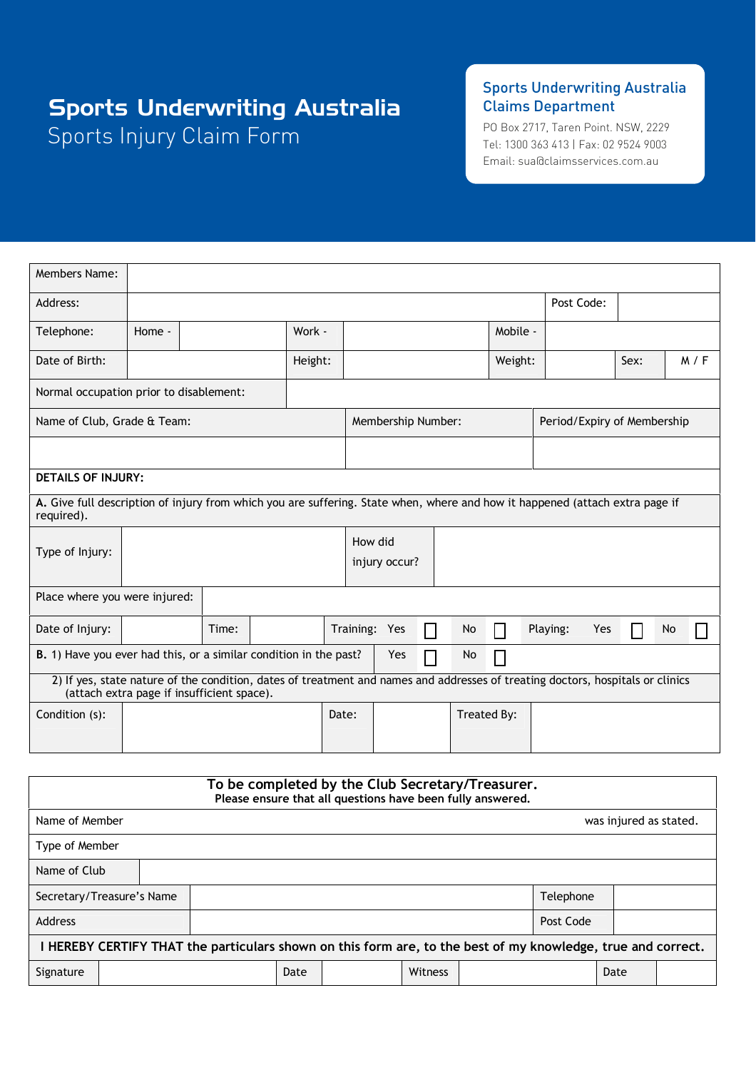# Sports Underwriting Australia

## Sports Injury Claim Form

**Sports Underwriting Australia Claims Department**

PO Box 2717, Taren Point. NSW, 2229
Tel: 1300 363 413 | Fax: 02 9524 9003
Email: sua@claimsservices.com.au

| Members Name: | | | | | | | | |
|---|---|---|---|---|---|---|---|---|
| Address: | | | | | | Post Code: | | |
| Telephone: | Home - | | Work - | | Mobile - | | | |
| Date of Birth: | | | Height: | | Weight: | | Sex: | M / F |
| Normal occupation prior to disablement: | | | | | | | | |

| Name of Club, Grade & Team: | Membership Number: | Period/Expiry of Membership |
|---|---|---|
| | | |

**DETAILS OF INJURY:**

**A.** Give full description of injury from which you are suffering. State when, where and how it happened (attach extra page if required).

| Type of Injury: | | How did injury occur? | |
|---|---|---|---|
| Place where you were injured: | | | |

| Date of Injury: | | Time: | | Training: Yes ☐ No ☐ | Playing: Yes ☐ No ☐ |
|---|---|---|---|---|---|

**B.** 1) Have you ever had this, or a similar condition in the past? Yes ☐ No ☐

2) If yes, state nature of the condition, dates of treatment and names and addresses of treating doctors, hospitals or clinics (attach extra page if insufficient space).

| Condition (s): | | Date: | | Treated By: | |
|---|---|---|---|---|---|

**To be completed by the Club Secretary/Treasurer.**
**Please ensure that all questions have been fully answered.**

| Name of Member | | | was injured as stated. |
|---|---|---|---|
| Type of Member | | | |
| Name of Club | | | |
| Secretary/Treasure's Name | | Telephone | |
| Address | | Post Code | |

**I HEREBY CERTIFY THAT the particulars shown on this form are, to the best of my knowledge, true and correct.**

| Signature | | Date | | Witness | | Date | |
|---|---|---|---|---|---|---|---|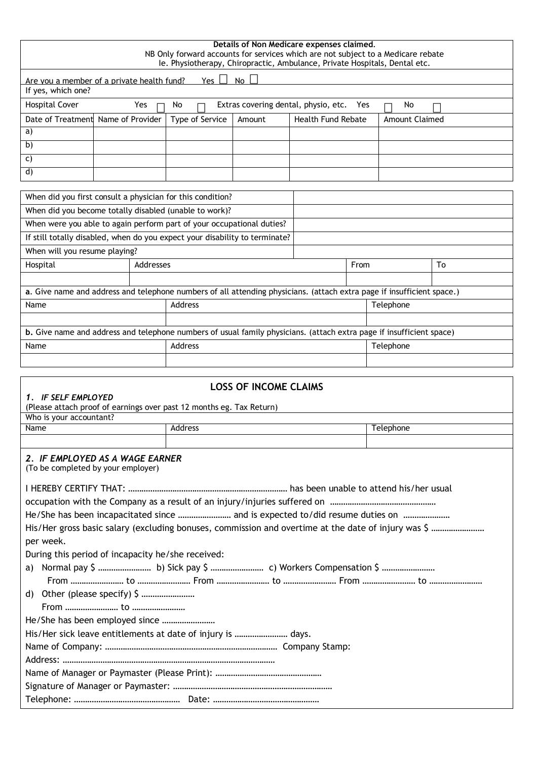**Details of Non Medicare expenses claimed.**
NB Only forward accounts for services which are not subject to a Medicare rebate
Ie. Physiotherapy, Chiropractic, Ambulance, Private Hospitals, Dental etc.

Are you a member of a private health fund? Yes ☐ No ☐

If yes, which one?

Hospital Cover Yes ☐ No ☐ Extras covering dental, physio, etc. Yes ☐ No ☐

| Date of Treatment | Name of Provider | Type of Service | Amount | Health Fund Rebate | Amount Claimed |
|---|---|---|---|---|---|
| a) | | | | | |
| b) | | | | | |
| c) | | | | | |
| d) | | | | | |

| | |
|---|---|
| When did you first consult a physician for this condition? | |
| When did you become totally disabled (unable to work)? | |
| When were you able to again perform part of your occupational duties? | |
| If still totally disabled, when do you expect your disability to terminate? | |
| When will you resume playing? | |

| Hospital | Addresses | From | To |
|---|---|---|---|
| | | | |

**a**. Give name and address and telephone numbers of all attending physicians. (attach extra page if insufficient space.)

| Name | Address | Telephone |
|---|---|---|
| | | |

**b.** Give name and address and telephone numbers of usual family physicians. (attach extra page if insufficient space)

| Name | Address | Telephone |
|---|---|---|
| | | |

## LOSS OF INCOME CLAIMS

***1. IF SELF EMPLOYED***
(Please attach proof of earnings over past 12 months eg. Tax Return)

Who is your accountant?

| Name | Address | Telephone |
|---|---|---|
| | | |

***2. IF EMPLOYED AS A WAGE EARNER***
(To be completed by your employer)

I HEREBY CERTIFY THAT: ……………………………………………………………… has been unable to attend his/her usual occupation with the Company as a result of an injury/injuries suffered on …………………………………………

He/She has been incapacitated since …………………… and is expected to/did resume duties on …………………

His/Her gross basic salary (excluding bonuses, commission and overtime at the date of injury was $ …………………… per week.

During this period of incapacity he/she received:

a) Normal pay $ …………………… b) Sick pay $ …………………… c) Workers Compensation $ ……………………
From …………………… to …………………… From …………………… to …………………… From …………………… to ……………………

d) Other (please specify) $ ……………………
From …………………… to ……………………

He/She has been employed since ……………………

His/Her sick leave entitlements at date of injury is …………………… days.

Name of Company: ………………………………………………………………… Company Stamp:

Address: …………………………………………………………………………………

Name of Manager or Paymaster (Please Print): …………………………………………

Signature of Manager or Paymaster: ……………………………………………………………

Telephone: ………………………………………… Date: …………………………………………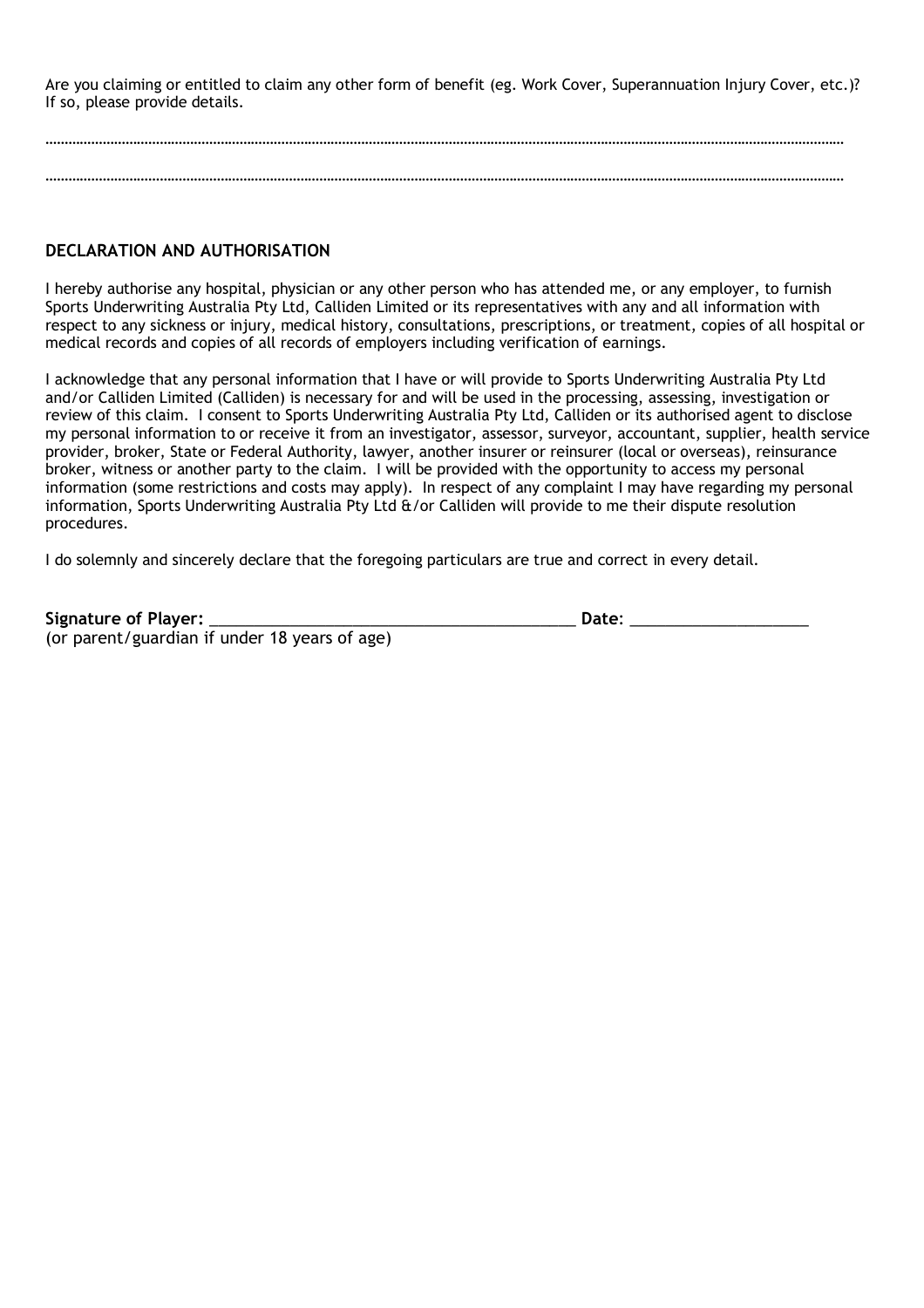Are you claiming or entitled to claim any other form of benefit (eg. Work Cover, Superannuation Injury Cover, etc.)? If so, please provide details.

…………………………………………………………………………………………………………………………………………………………………………………………

…………………………………………………………………………………………………………………………………………………………………………………………

**DECLARATION AND AUTHORISATION**

I hereby authorise any hospital, physician or any other person who has attended me, or any employer, to furnish Sports Underwriting Australia Pty Ltd, Calliden Limited or its representatives with any and all information with respect to any sickness or injury, medical history, consultations, prescriptions, or treatment, copies of all hospital or medical records and copies of all records of employers including verification of earnings.

I acknowledge that any personal information that I have or will provide to Sports Underwriting Australia Pty Ltd and/or Calliden Limited (Calliden) is necessary for and will be used in the processing, assessing, investigation or review of this claim. I consent to Sports Underwriting Australia Pty Ltd, Calliden or its authorised agent to disclose my personal information to or receive it from an investigator, assessor, surveyor, accountant, supplier, health service provider, broker, State or Federal Authority, lawyer, another insurer or reinsurer (local or overseas), reinsurance broker, witness or another party to the claim. I will be provided with the opportunity to access my personal information (some restrictions and costs may apply). In respect of any complaint I may have regarding my personal information, Sports Underwriting Australia Pty Ltd &/or Calliden will provide to me their dispute resolution procedures.

I do solemnly and sincerely declare that the foregoing particulars are true and correct in every detail.

**Signature of Player:** ___________________________________________ **Date**: _____________________
(or parent/guardian if under 18 years of age)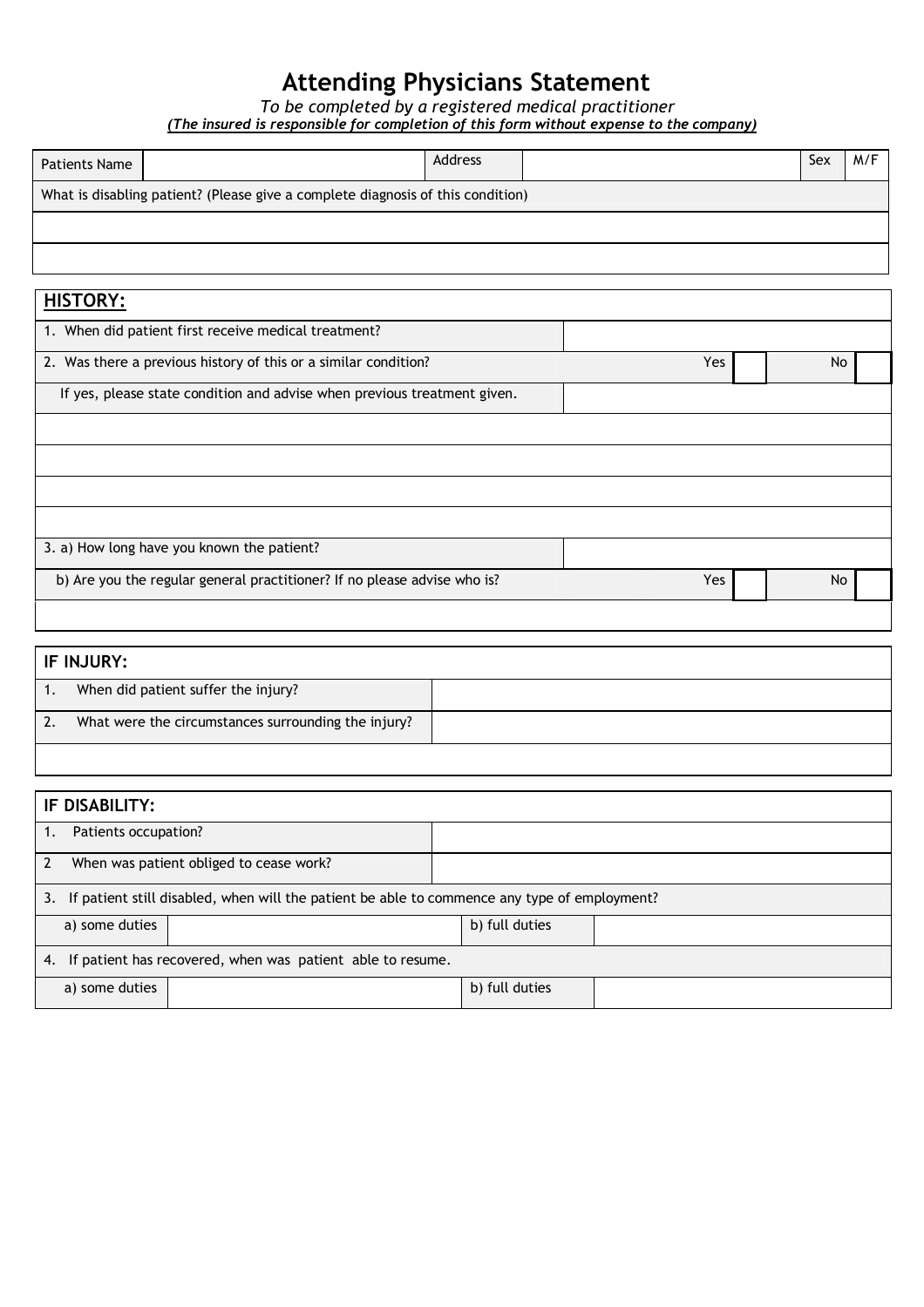# Attending Physicians Statement

*To be completed by a registered medical practitioner*

***(The insured is responsible for completion of this form without expense to the company)***

| Patients Name | | Address | | Sex | M/F |
|---|---|---|---|---|---|
| What is disabling patient? (Please give a complete diagnosis of this condition) | | | | | |
| | | | | | |
| | | | | | |

## HISTORY:

| | | | | | |
|---|---|---|---|---|---|
| 1. When did patient first receive medical treatment? | | | | | |
| 2. Was there a previous history of this or a similar condition? | | Yes | | No | |
| If yes, please state condition and advise when previous treatment given. | | | | | |
| | | | | | |
| | | | | | |
| | | | | | |
| | | | | | |
| 3. a) How long have you known the patient? | | | | | |
| b) Are you the regular general practitioner? If no please advise who is? | | Yes | | No | |
| | | | | | |

## IF INJURY:

| | |
|---|---|
| 1. When did patient suffer the injury? | |
| 2. What were the circumstances surrounding the injury? | |
| | |

## IF DISABILITY:

| | | | |
|---|---|---|---|
| 1. Patients occupation? | | | |
| 2 When was patient obliged to cease work? | | | |
| 3. If patient still disabled, when will the patient be able to commence any type of employment? | | | |
| a) some duties | | b) full duties | |
| 4. If patient has recovered, when was patient able to resume. | | | |
| a) some duties | | b) full duties | |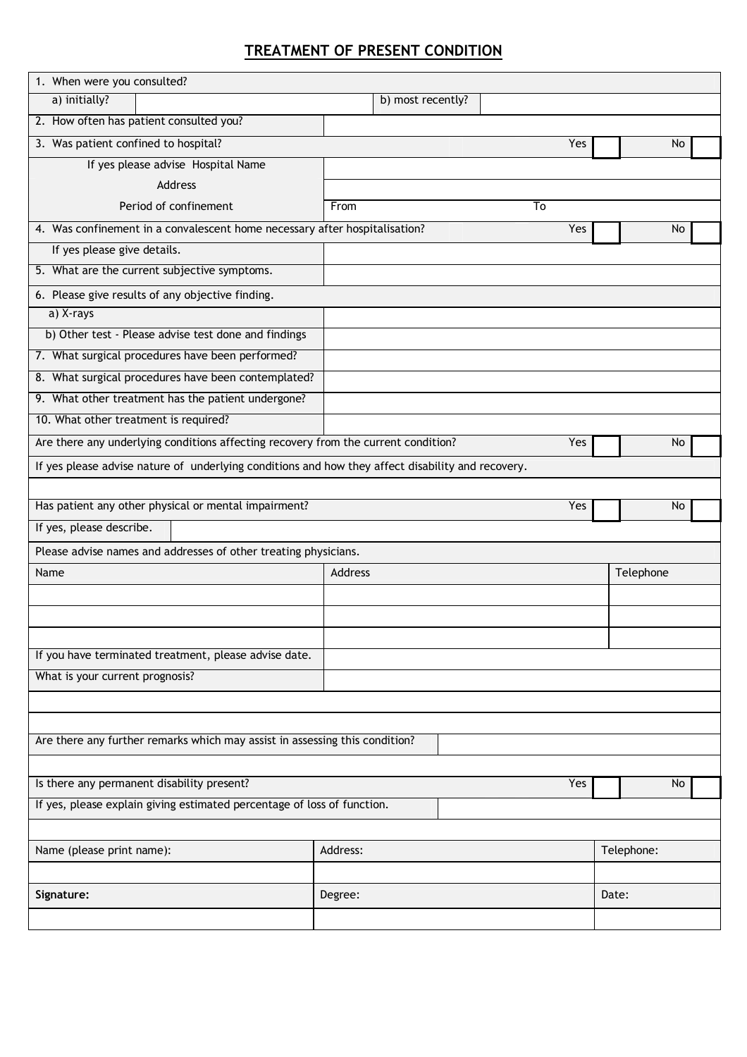# TREATMENT OF PRESENT CONDITION

| | | | |
|---|---|---|---|
| 1. When were you consulted? | | | |
| a) initially? | | b) most recently? | |
| 2. How often has patient consulted you? | | | |
| 3. Was patient confined to hospital? | | Yes ☐ | No ☐ |
| If yes please advise Hospital Name | | | |
| Address | | | |
| Period of confinement | From | To | |
| 4. Was confinement in a convalescent home necessary after hospitalisation? | | Yes ☐ | No ☐ |
| If yes please give details. | | | |
| 5. What are the current subjective symptoms. | | | |
| 6. Please give results of any objective finding. | | | |
| a) X-rays | | | |
| b) Other test - Please advise test done and findings | | | |
| 7. What surgical procedures have been performed? | | | |
| 8. What surgical procedures have been contemplated? | | | |
| 9. What other treatment has the patient undergone? | | | |
| 10. What other treatment is required? | | | |
| Are there any underlying conditions affecting recovery from the current condition? | | Yes ☐ | No ☐ |
| If yes please advise nature of underlying conditions and how they affect disability and recovery. | | | |
| | | | |
| Has patient any other physical or mental impairment? | | Yes ☐ | No ☐ |
| If yes, please describe. | | | |

Please advise names and addresses of other treating physicians.

| Name | Address | Telephone |
|---|---|---|
| | | |
| | | |
| | | |

| | |
|---|---|
| If you have terminated treatment, please advise date. | |
| What is your current prognosis? | |
| | |
| | |
| Are there any further remarks which may assist in assessing this condition? | |
| | |
| Is there any permanent disability present? | Yes ☐ No ☐ |
| If yes, please explain giving estimated percentage of loss of function. | |
| | |

| Name (please print name): | Address: | Telephone: |
|---|---|---|
| | | |
| **Signature:** | Degree: | Date: |
| | | |